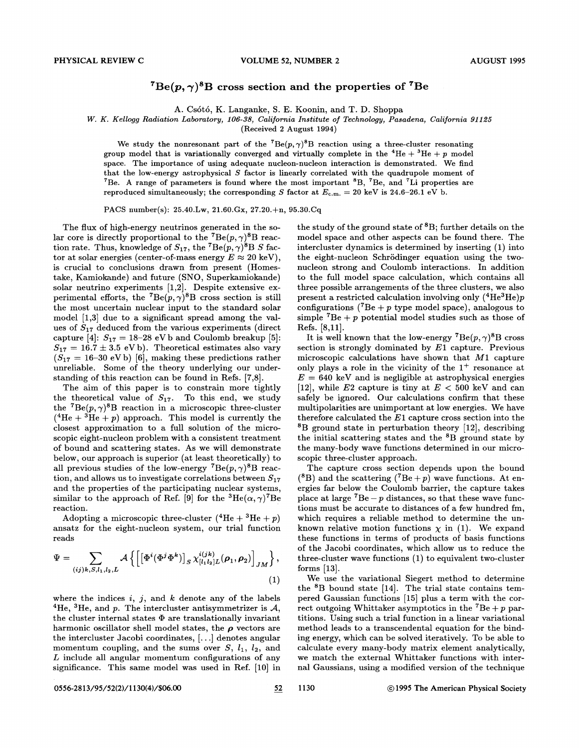# $^7Be(p,\gamma)^8B$ cross section and the properties of $^7Be$

A. Csótó, K. Langanke, S. E. Koonin, and T. D. Shoppa

*W. K. Kellogg Radiation Laboratory, 106-38, California Institute of Technology, Pasadena, California 91125*

(Received 2 August 1994)

We study the nonresonant part of the $^7Be(p,\gamma)^8B$ reaction using a three-cluster resonating group model that is variationally converged and virtually complete in the $^4He + {}^3He + p$ model space. The importance of using adequate nucleon-nucleon interaction is demonstrated. We find that the low-energy astrophysical $S$ factor is linearly correlated with the quadrupole moment of $^7Be$. A range of parameters is found where the most important $^8B$, $^7Be$, and $^7Li$ properties are reproduced simultaneously; the corresponding $S$ factor at $E_{c.m.} = 20$ keV is 24.6–26.1 eV b.

PACS number(s): 25.40.Lw, 21.60.Gx, 27.20.+n, 95.30.Cq

The flux of high-energy neutrinos generated in the solar core is directly proportional to the $^7Be(p,\gamma)^8B$ reaction rate. Thus, knowledge of $S_{17}$, the $^7Be(p,\gamma)^8B$ $S$ factor at solar energies (center-of-mass energy $E \approx 20$ keV), is crucial to conclusions drawn from present (Homestake, Kamiokande) and future (SNO, Superkamiokande) solar neutrino experiments [1,2]. Despite extensive experimental efforts, the $^7Be(p,\gamma)^8B$ cross section is still the most uncertain nuclear input to the standard solar model [1,3] due to a significant spread among the values of $S_{17}$ deduced from the various experiments (direct capture [4]: $S_{17} = 18$–$28$ eV b and Coulomb breakup [5]: $S_{17} = 16.7 \pm 3.5$ eV b). Theoretical estimates also vary ($S_{17} = 16$–$30$ eV b) [6], making these predictions rather unreliable. Some of the theory underlying our understanding of this reaction can be found in Refs. [7,8].

The aim of this paper is to constrain more tightly the theoretical value of $S_{17}$. To this end, we study the $^7Be(p,\gamma)^8B$ reaction in a microscopic three-cluster ($^4He + {}^3He + p$) approach. This model is currently the closest approximation to a full solution of the microscopic eight-nucleon problem with a consistent treatment of bound and scattering states. As we will demonstrate below, our approach is superior (at least theoretically) to all previous studies of the low-energy $^7Be(p,\gamma)^8B$ reaction, and allows us to investigate correlations between $S_{17}$ and the properties of the participating nuclear systems, similar to the approach of Ref. [9] for the $^3He(\alpha,\gamma)^7Be$ reaction.

Adopting a microscopic three-cluster ($^4He + {}^3He + p$) ansatz for the eight-nucleon system, our trial function reads

$$\Psi = \sum_{(ij)k,S,l_1,l_2,L} \mathcal{A}\left\{\left[\left[\Phi^i(\Phi^j\Phi^k)\right]_S \chi^{i(jk)}_{[l_1 l_2]L}(\boldsymbol{\rho}_1,\boldsymbol{\rho}_2)\right]_{JM}\right\}, \tag{1}$$

where the indices $i$, $j$, and $k$ denote any of the labels $^4He$, $^3He$, and $p$. The intercluster antisymmetrizer is $\mathcal{A}$, the cluster internal states $\Phi$ are translationally invariant harmonic oscillator shell model states, the $\boldsymbol{\rho}$ vectors are the intercluster Jacobi coordinates, $[\ldots]$ denotes angular momentum coupling, and the sums over $S$, $l_1$, $l_2$, and $L$ include all angular momentum configurations of any significance. This same model was used in Ref. [10] in the study of the ground state of $^8B$; further details on the model space and other aspects can be found there. The intercluster dynamics is determined by inserting (1) into the eight-nucleon Schrödinger equation using the two-nucleon strong and Coulomb interactions. In addition to the full model space calculation, which contains all three possible arrangements of the three clusters, we also present a restricted calculation involving only ($^4He^3He$)$p$ configurations ($^7Be + p$ type model space), analogous to simple $^7Be + p$ potential model studies such as those of Refs. [8,11].

It is well known that the low-energy $^7Be(p,\gamma)^8B$ cross section is strongly dominated by $E1$ capture. Previous microscopic calculations have shown that $M1$ capture only plays a role in the vicinity of the $1^+$ resonance at $E = 640$ keV and is negligible at astrophysical energies [12], while $E2$ capture is tiny at $E < 500$ keV and can safely be ignored. Our calculations confirm that these multipolarities are unimportant at low energies. We have therefore calculated the $E1$ capture cross section into the $^8B$ ground state in perturbation theory [12], describing the initial scattering states and the $^8B$ ground state by the many-body wave functions determined in our microscopic three-cluster approach.

The capture cross section depends upon the bound ($^8B$) and the scattering ($^7Be + p$) wave functions. At energies far below the Coulomb barrier, the capture takes place at large $^7Be - p$ distances, so that these wave functions must be accurate to distances of a few hundred fm, which requires a reliable method to determine the unknown relative motion functions $\chi$ in (1). We expand these functions in terms of products of basis functions of the Jacobi coordinates, which allow us to reduce the three-cluster wave functions (1) to equivalent two-cluster forms [13].

We use the variational Siegert method to determine the $^8B$ bound state [14]. The trial state contains tempered Gaussian functions [15] plus a term with the correct outgoing Whittaker asymptotics in the $^7Be + p$ partitions. Using such a trial function in a linear variational method leads to a transcendental equation for the binding energy, which can be solved iteratively. To be able to calculate every many-body matrix element analytically, we match the external Whittaker functions with internal Gaussians, using a modified version of the technique

0556-2813/95/52(2)/1130(4)/$06.00 ©1995 The American Physical Society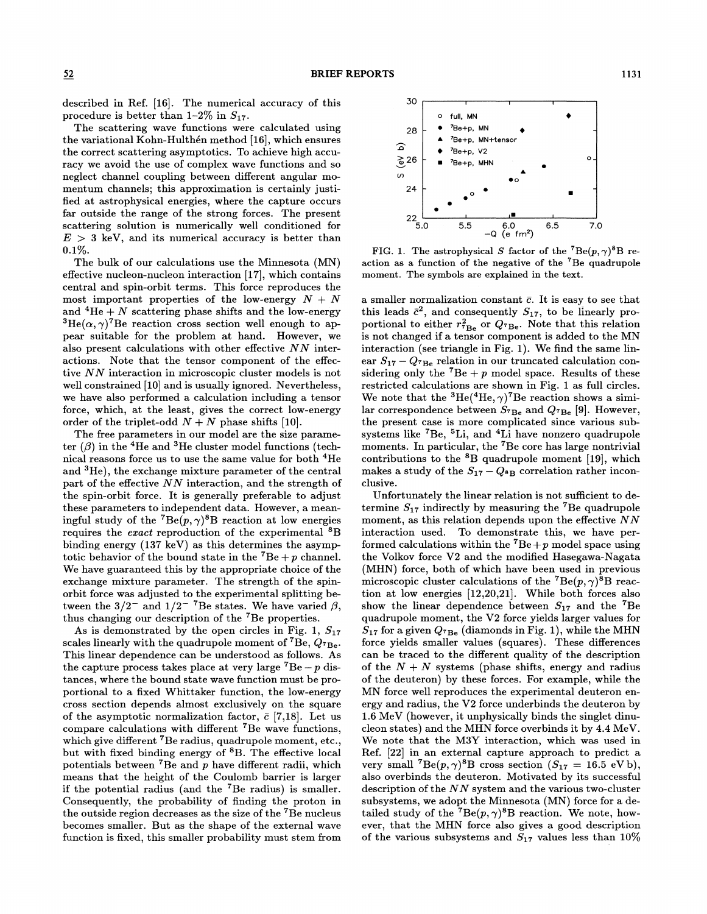described in Ref. [16]. The numerical accuracy of this procedure is better than 1–2% in $S_{17}$.

The scattering wave functions were calculated using the variational Kohn-Hulthén method [16], which ensures the correct scattering asymptotics. To achieve high accuracy we avoid the use of complex wave functions and so neglect channel coupling between different angular momentum channels; this approximation is certainly justified at astrophysical energies, where the capture occurs far outside the range of the strong forces. The present scattering solution is numerically well conditioned for $E > 3$ keV, and its numerical accuracy is better than 0.1%.

The bulk of our calculations use the Minnesota (MN) effective nucleon-nucleon interaction [17], which contains central and spin-orbit terms. This force reproduces the most important properties of the low-energy $N + N$ and $^4$He + $N$ scattering phase shifts and the low-energy $^3$He$(\alpha,\gamma)^7$Be reaction cross section well enough to appear suitable for the problem at hand. However, we also present calculations with other effective $NN$ interactions. Note that the tensor component of the effective $NN$ interaction in microscopic cluster models is not well constrained [10] and is usually ignored. Nevertheless, we have also performed a calculation including a tensor force, which, at the least, gives the correct low-energy order of the triplet-odd $N + N$ phase shifts [10].

The free parameters in our model are the size parameter ($\beta$) in the $^4$He and $^3$He cluster model functions (technical reasons force us to use the same value for both $^4$He and $^3$He), the exchange mixture parameter of the central part of the effective $NN$ interaction, and the strength of the spin-orbit force. It is generally preferable to adjust these parameters to independent data. However, a meaningful study of the $^7$Be$(p,\gamma)^8$B reaction at low energies requires the *exact* reproduction of the experimental $^8$B binding energy (137 keV) as this determines the asymptotic behavior of the bound state in the $^7$Be + $p$ channel. We have guaranteed this by the appropriate choice of the exchange mixture parameter. The strength of the spin-orbit force was adjusted to the experimental splitting between the $3/2^-$ and $1/2^-$ $^7$Be states. We have varied $\beta$, thus changing our description of the $^7$Be properties.

As is demonstrated by the open circles in Fig. 1, $S_{17}$ scales linearly with the quadrupole moment of $^7$Be, $Q_{^7\mathrm{Be}}$. This linear dependence can be understood as follows. As the capture process takes place at very large $^7$Be $- p$ distances, where the bound state wave function must be proportional to a fixed Whittaker function, the low-energy cross section depends almost exclusively on the square of the asymptotic normalization factor, $\bar{c}$ [7,18]. Let us compare calculations with different $^7$Be wave functions, which give different $^7$Be radius, quadrupole moment, etc., but with fixed binding energy of $^8$B. The effective local potentials between $^7$Be and $p$ have different radii, which means that the height of the Coulomb barrier is larger if the potential radius (and the $^7$Be radius) is smaller. Consequently, the probability of finding the proton in the outside region decreases as the size of the $^7$Be nucleus becomes smaller. But as the shape of the external wave function is fixed, this smaller probability must stem from a smaller normalization constant $\bar{c}$. It is easy to see that this leads $\bar{c}^2$, and consequently $S_{17}$, to be linearly proportional to either $r^2_{^7\mathrm{Be}}$ or $Q_{^7\mathrm{Be}}$. Note that this relation is not changed if a tensor component is added to the MN interaction (see triangle in Fig. 1). We find the same linear $S_{17} - Q_{^7\mathrm{Be}}$ relation in our truncated calculation considering only the $^7$Be + $p$ model space. Results of these restricted calculations are shown in Fig. 1 as full circles. We note that the $^3$He$(^4$He$,\gamma)^7$Be reaction shows a similar correspondence between $S_{^7\mathrm{Be}}$ and $Q_{^7\mathrm{Be}}$ [9]. However, the present case is more complicated since various subsystems like $^7$Be, $^5$Li, and $^4$Li have nonzero quadrupole moments. In particular, the $^7$Be core has large nontrivial contributions to the $^8$B quadrupole moment [19], which makes a study of the $S_{17} - Q_{^8\mathrm{B}}$ correlation rather inconclusive.

FIG. 1. The astrophysical $S$ factor of the $^7$Be$(p,\gamma)^8$B reaction as a function of the negative of the $^7$Be quadrupole moment. The symbols are explained in the text.

Unfortunately the linear relation is not sufficient to determine $S_{17}$ indirectly by measuring the $^7$Be quadrupole moment, as this relation depends upon the effective $NN$ interaction used. To demonstrate this, we have performed calculations within the $^7$Be + $p$ model space using the Volkov force V2 and the modified Hasegawa-Nagata (MHN) force, both of which have been used in previous microscopic cluster calculations of the $^7$Be$(p,\gamma)^8$B reaction at low energies [12,20,21]. While both forces also show the linear dependence between $S_{17}$ and the $^7$Be quadrupole moment, the V2 force yields larger values for $S_{17}$ for a given $Q_{^7\mathrm{Be}}$ (diamonds in Fig. 1), while the MHN force yields smaller values (squares). These differences can be traced to the different quality of the description of the $N + N$ systems (phase shifts, energy and radius of the deuteron) by these forces. For example, while the MN force well reproduces the experimental deuteron energy and radius, the V2 force underbinds the deuteron by 1.6 MeV (however, it unphysically binds the singlet dinucleon states) and the MHN force overbinds it by 4.4 MeV. We note that the M3Y interaction, which was used in Ref. [22] in an external capture approach to predict a very small $^7$Be$(p,\gamma)^8$B cross section ($S_{17}$ = 16.5 eV b), also overbinds the deuteron. Motivated by its successful description of the $NN$ system and the various two-cluster subsystems, we adopt the Minnesota (MN) force for a detailed study of the $^7$Be$(p,\gamma)^8$B reaction. We note, however, that the MHN force also gives a good description of the various subsystems and $S_{17}$ values less than 10%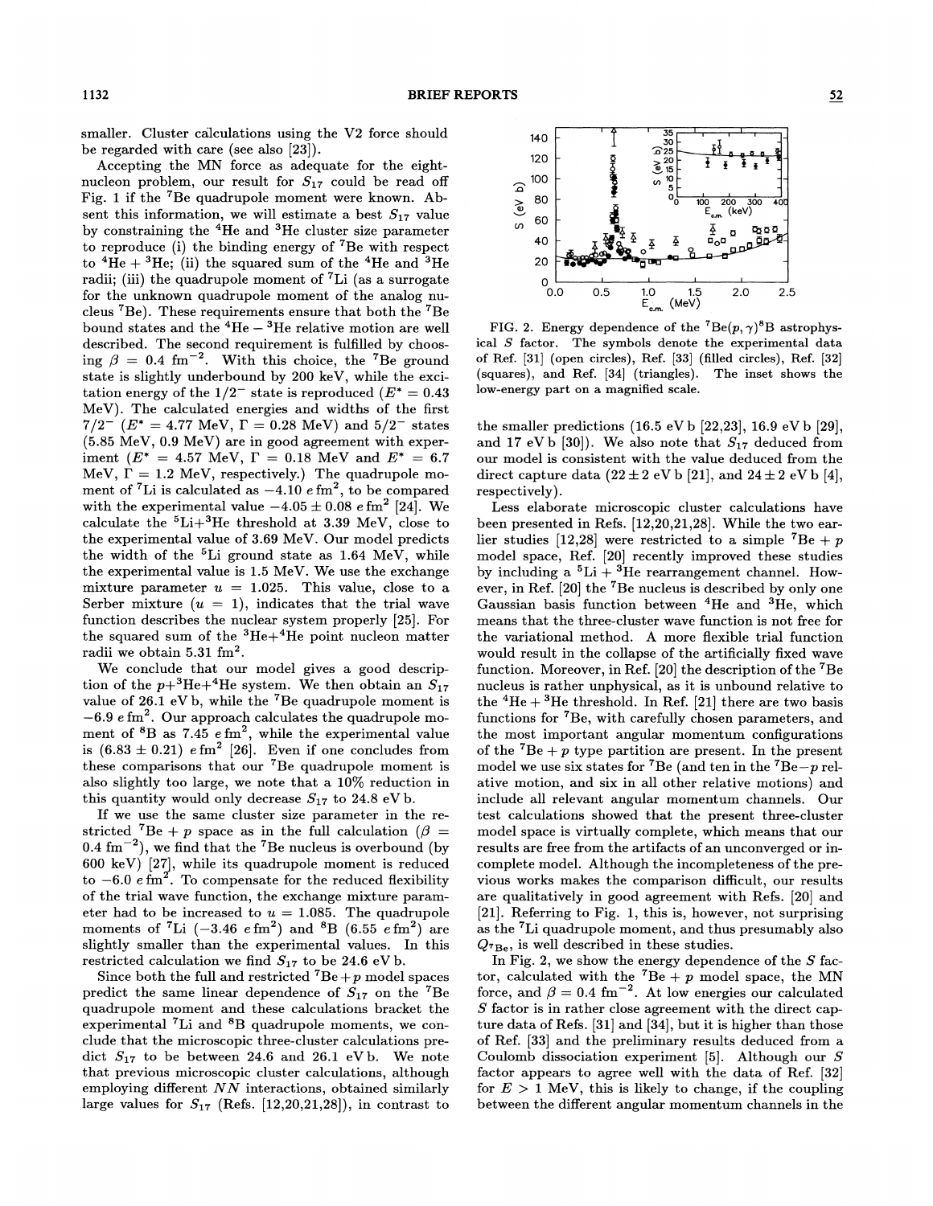smaller. Cluster calculations using the V2 force should be regarded with care (see also [23]).

Accepting the MN force as adequate for the eight-nucleon problem, our result for $S_{17}$ could be read off Fig. 1 if the $^7$Be quadrupole moment were known. Absent this information, we will estimate a best $S_{17}$ value by constraining the $^4$He and $^3$He cluster size parameter to reproduce (i) the binding energy of $^7$Be with respect to $^4$He + $^3$He; (ii) the squared sum of the $^4$He and $^3$He radii; (iii) the quadrupole moment of $^7$Li (as a surrogate for the unknown quadrupole moment of the analog nucleus $^7$Be). These requirements ensure that both the $^7$Be bound states and the $^4$He − $^3$He relative motion are well described. The second requirement is fulfilled by choosing $\beta = 0.4$ fm$^{-2}$. With this choice, the $^7$Be ground state is slightly underbound by 200 keV, while the excitation energy of the $1/2^-$ state is reproduced ($E^* = 0.43$ MeV). The calculated energies and widths of the first $7/2^-$ ($E^* = 4.77$ MeV, $\Gamma = 0.28$ MeV) and $5/2^-$ states (5.85 MeV, 0.9 MeV) are in good agreement with experiment ($E^* = 4.57$ MeV, $\Gamma = 0.18$ MeV and $E^* = 6.7$ MeV, $\Gamma = 1.2$ MeV, respectively.) The quadrupole moment of $^7$Li is calculated as $-4.10$ $e$ fm$^2$, to be compared with the experimental value $-4.05 \pm 0.08$ $e$ fm$^2$ [24]. We calculate the $^5$Li+$^3$He threshold at 3.39 MeV, close to the experimental value of 3.69 MeV. Our model predicts the width of the $^5$Li ground state as 1.64 MeV, while the experimental value is 1.5 MeV. We use the exchange mixture parameter $u = 1.025$. This value, close to a Serber mixture ($u = 1$), indicates that the trial wave function describes the nuclear system properly [25]. For the squared sum of the $^3$He+$^4$He point nucleon matter radii we obtain 5.31 fm$^2$.

We conclude that our model gives a good description of the $p$+$^3$He+$^4$He system. We then obtain an $S_{17}$ value of 26.1 eV b, while the $^7$Be quadrupole moment is $-6.9$ $e$ fm$^2$. Our approach calculates the quadrupole moment of $^8$B as 7.45 $e$ fm$^2$, while the experimental value is $(6.83 \pm 0.21)$ $e$ fm$^2$ [26]. Even if one concludes from these comparisons that our $^7$Be quadrupole moment is also slightly too large, we note that a 10% reduction in this quantity would only decrease $S_{17}$ to 24.8 eV b.

If we use the same cluster size parameter in the restricted $^7$Be + $p$ space as in the full calculation ($\beta = 0.4$ fm$^{-2}$), we find that the $^7$Be nucleus is overbound (by 600 keV) [27], while its quadrupole moment is reduced to $-6.0$ $e$ fm$^2$. To compensate for the reduced flexibility of the trial wave function, the exchange mixture parameter had to be increased to $u = 1.085$. The quadrupole moments of $^7$Li ($-3.46$ $e$ fm$^2$) and $^8$B (6.55 $e$ fm$^2$) are slightly smaller than the experimental values. In this restricted calculation we find $S_{17}$ to be 24.6 eV b.

Since both the full and restricted $^7$Be + $p$ model spaces predict the same linear dependence of $S_{17}$ on the $^7$Be quadrupole moment and these calculations bracket the experimental $^7$Li and $^8$B quadrupole moments, we conclude that the microscopic three-cluster calculations predict $S_{17}$ to be between 24.6 and 26.1 eV b. We note that previous microscopic cluster calculations, although employing different $NN$ interactions, obtained similarly large values for $S_{17}$ (Refs. [12,20,21,28]), in contrast to the smaller predictions (16.5 eV b [22,23], 16.9 eV b [29], and 17 eV b [30]). We also note that $S_{17}$ deduced from our model is consistent with the value deduced from the direct capture data ($22 \pm 2$ eV b [21], and $24 \pm 2$ eV b [4], respectively).

Less elaborate microscopic cluster calculations have been presented in Refs. [12,20,21,28]. While the two earlier studies [12,28] were restricted to a simple $^7$Be + $p$ model space, Ref. [20] recently improved these studies by including a $^5$Li + $^3$He rearrangement channel. However, in Ref. [20] the $^7$Be nucleus is described by only one Gaussian basis function between $^4$He and $^3$He, which means that the three-cluster wave function is not free for the variational method. A more flexible trial function would result in the collapse of the artificially fixed wave function. Moreover, in Ref. [20] the description of the $^7$Be nucleus is rather unphysical, as it is unbound relative to the $^4$He + $^3$He threshold. In Ref. [21] there are two basis functions for $^7$Be, with carefully chosen parameters, and the most important angular momentum configurations of the $^7$Be + $p$ type partition are present. In the present model we use six states for $^7$Be (and ten in the $^7$Be−$p$ relative motion, and six in all other relative motions) and include all relevant angular momentum channels. Our test calculations showed that the present three-cluster model space is virtually complete, which means that our results are free from the artifacts of an unconverged or incomplete model. Although the incompleteness of the previous works makes the comparison difficult, our results are qualitatively in good agreement with Refs. [20] and [21]. Referring to Fig. 1, this is, however, not surprising as the $^7$Li quadrupole moment, and thus presumably also $Q_{^7\mathrm{Be}}$, is well described in these studies.

FIG. 2. Energy dependence of the $^7$Be$(p,\gamma)^8$B astrophysical $S$ factor. The symbols denote the experimental data of Ref. [31] (open circles), Ref. [33] (filled circles), Ref. [32] (squares), and Ref. [34] (triangles). The inset shows the low-energy part on a magnified scale.

In Fig. 2, we show the energy dependence of the $S$ factor, calculated with the $^7$Be + $p$ model space, the MN force, and $\beta = 0.4$ fm$^{-2}$. At low energies our calculated $S$ factor is in rather close agreement with the direct capture data of Refs. [31] and [34], but it is higher than those of Ref. [33] and the preliminary results deduced from a Coulomb dissociation experiment [5]. Although our $S$ factor appears to agree well with the data of Ref. [32] for $E > 1$ MeV, this is likely to change, if the coupling between the different angular momentum channels in the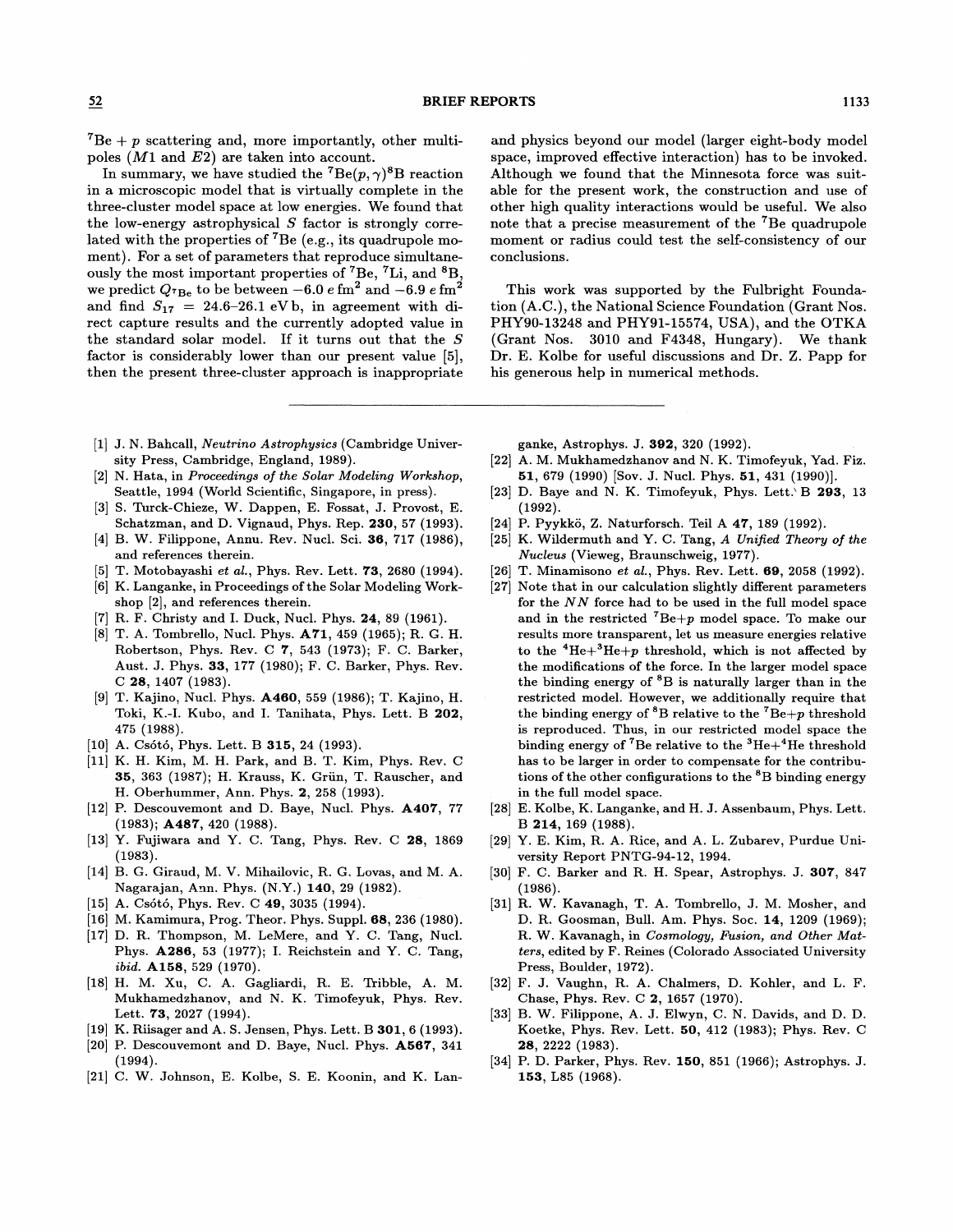$^7Be + p$ scattering and, more importantly, other multipoles ($M1$ and $E2$) are taken into account.

In summary, we have studied the $^7Be(p,\gamma)^8B$ reaction in a microscopic model that is virtually complete in the three-cluster model space at low energies. We found that the low-energy astrophysical $S$ factor is strongly correlated with the properties of $^7Be$ (e.g., its quadrupole moment). For a set of parameters that reproduce simultaneously the most important properties of $^7Be$, $^7Li$, and $^8B$, we predict $Q_{^7Be}$ to be between $-6.0\ e\,\text{fm}^2$ and $-6.9\ e\,\text{fm}^2$ and find $S_{17} = 24.6$–$26.1$ eV b, in agreement with direct capture results and the currently adopted value in the standard solar model. If it turns out that the $S$ factor is considerably lower than our present value [5], then the present three-cluster approach is inappropriate and physics beyond our model (larger eight-body model space, improved effective interaction) has to be invoked. Although we found that the Minnesota force was suitable for the present work, the construction and use of other high quality interactions would be useful. We also note that a precise measurement of the $^7Be$ quadrupole moment or radius could test the self-consistency of our conclusions.

This work was supported by the Fulbright Foundation (A.C.), the National Science Foundation (Grant Nos. PHY90-13248 and PHY91-15574, USA), and the OTKA (Grant Nos. 3010 and F4348, Hungary). We thank Dr. E. Kolbe for useful discussions and Dr. Z. Papp for his generous help in numerical methods.

---

[1] J. N. Bahcall, *Neutrino Astrophysics* (Cambridge University Press, Cambridge, England, 1989).

[2] N. Hata, in *Proceedings of the Solar Modeling Workshop*, Seattle, 1994 (World Scientific, Singapore, in press).

[3] S. Turck-Chieze, W. Dappen, E. Fossat, J. Provost, E. Schatzman, and D. Vignaud, Phys. Rep. **230**, 57 (1993).

[4] B. W. Filippone, Annu. Rev. Nucl. Sci. **36**, 717 (1986), and references therein.

[5] T. Motobayashi *et al.*, Phys. Rev. Lett. **73**, 2680 (1994).

[6] K. Langanke, in Proceedings of the Solar Modeling Workshop [2], and references therein.

[7] R. F. Christy and I. Duck, Nucl. Phys. **24**, 89 (1961).

[8] T. A. Tombrello, Nucl. Phys. **A71**, 459 (1965); R. G. H. Robertson, Phys. Rev. C **7**, 543 (1973); F. C. Barker, Aust. J. Phys. **33**, 177 (1980); F. C. Barker, Phys. Rev. C **28**, 1407 (1983).

[9] T. Kajino, Nucl. Phys. **A460**, 559 (1986); T. Kajino, H. Toki, K.-I. Kubo, and I. Tanihata, Phys. Lett. B **202**, 475 (1988).

[10] A. Csótó, Phys. Lett. B **315**, 24 (1993).

[11] K. H. Kim, M. H. Park, and B. T. Kim, Phys. Rev. C **35**, 363 (1987); H. Krauss, K. Grün, T. Rauscher, and H. Oberhummer, Ann. Phys. **2**, 258 (1993).

[12] P. Descouvemont and D. Baye, Nucl. Phys. **A407**, 77 (1983); **A487**, 420 (1988).

[13] Y. Fujiwara and Y. C. Tang, Phys. Rev. C **28**, 1869 (1983).

[14] B. G. Giraud, M. V. Mihailovic, R. G. Lovas, and M. A. Nagarajan, Ann. Phys. (N.Y.) **140**, 29 (1982).

[15] A. Csótó, Phys. Rev. C **49**, 3035 (1994).

[16] M. Kamimura, Prog. Theor. Phys. Suppl. **68**, 236 (1980).

[17] D. R. Thompson, M. LeMere, and Y. C. Tang, Nucl. Phys. **A286**, 53 (1977); I. Reichstein and Y. C. Tang, *ibid.* **A158**, 529 (1970).

[18] H. M. Xu, C. A. Gagliardi, R. E. Tribble, A. M. Mukhamedzhanov, and N. K. Timofeyuk, Phys. Rev. Lett. **73**, 2027 (1994).

[19] K. Riisager and A. S. Jensen, Phys. Lett. B **301**, 6 (1993).

[20] P. Descouvemont and D. Baye, Nucl. Phys. **A567**, 341 (1994).

[21] C. W. Johnson, E. Kolbe, S. E. Koonin, and K. Langanke, Astrophys. J. **392**, 320 (1992).

[22] A. M. Mukhamedzhanov and N. K. Timofeyuk, Yad. Fiz. **51**, 679 (1990) [Sov. J. Nucl. Phys. **51**, 431 (1990)].

[23] D. Baye and N. K. Timofeyuk, Phys. Lett. B **293**, 13 (1992).

[24] P. Pyykkö, Z. Naturforsch. Teil A **47**, 189 (1992).

[25] K. Wildermuth and Y. C. Tang, *A Unified Theory of the Nucleus* (Vieweg, Braunschweig, 1977).

[26] T. Minamisono *et al.*, Phys. Rev. Lett. **69**, 2058 (1992).

[27] Note that in our calculation slightly different parameters for the $NN$ force had to be used in the full model space and in the restricted $^7Be+p$ model space. To make our results more transparent, let us measure energies relative to the $^4He+^3He+p$ threshold, which is not affected by the modifications of the force. In the larger model space the binding energy of $^8B$ is naturally larger than in the restricted model. However, we additionally require that the binding energy of $^8B$ relative to the $^7Be+p$ threshold is reproduced. Thus, in our restricted model space the binding energy of $^7Be$ relative to the $^3He+^4He$ threshold has to be larger in order to compensate for the contributions of the other configurations to the $^8B$ binding energy in the full model space.

[28] E. Kolbe, K. Langanke, and H. J. Assenbaum, Phys. Lett. B **214**, 169 (1988).

[29] Y. E. Kim, R. A. Rice, and A. L. Zubarev, Purdue University Report PNTG-94-12, 1994.

[30] F. C. Barker and R. H. Spear, Astrophys. J. **307**, 847 (1986).

[31] R. W. Kavanagh, T. A. Tombrello, J. M. Mosher, and D. R. Goosman, Bull. Am. Phys. Soc. **14**, 1209 (1969); R. W. Kavanagh, in *Cosmology, Fusion, and Other Matters*, edited by F. Reines (Colorado Associated University Press, Boulder, 1972).

[32] F. J. Vaughn, R. A. Chalmers, D. Kohler, and L. F. Chase, Phys. Rev. C **2**, 1657 (1970).

[33] B. W. Filippone, A. J. Elwyn, C. N. Davids, and D. D. Koetke, Phys. Rev. Lett. **50**, 412 (1983); Phys. Rev. C **28**, 2222 (1983).

[34] P. D. Parker, Phys. Rev. **150**, 851 (1966); Astrophys. J. **153**, L85 (1968).